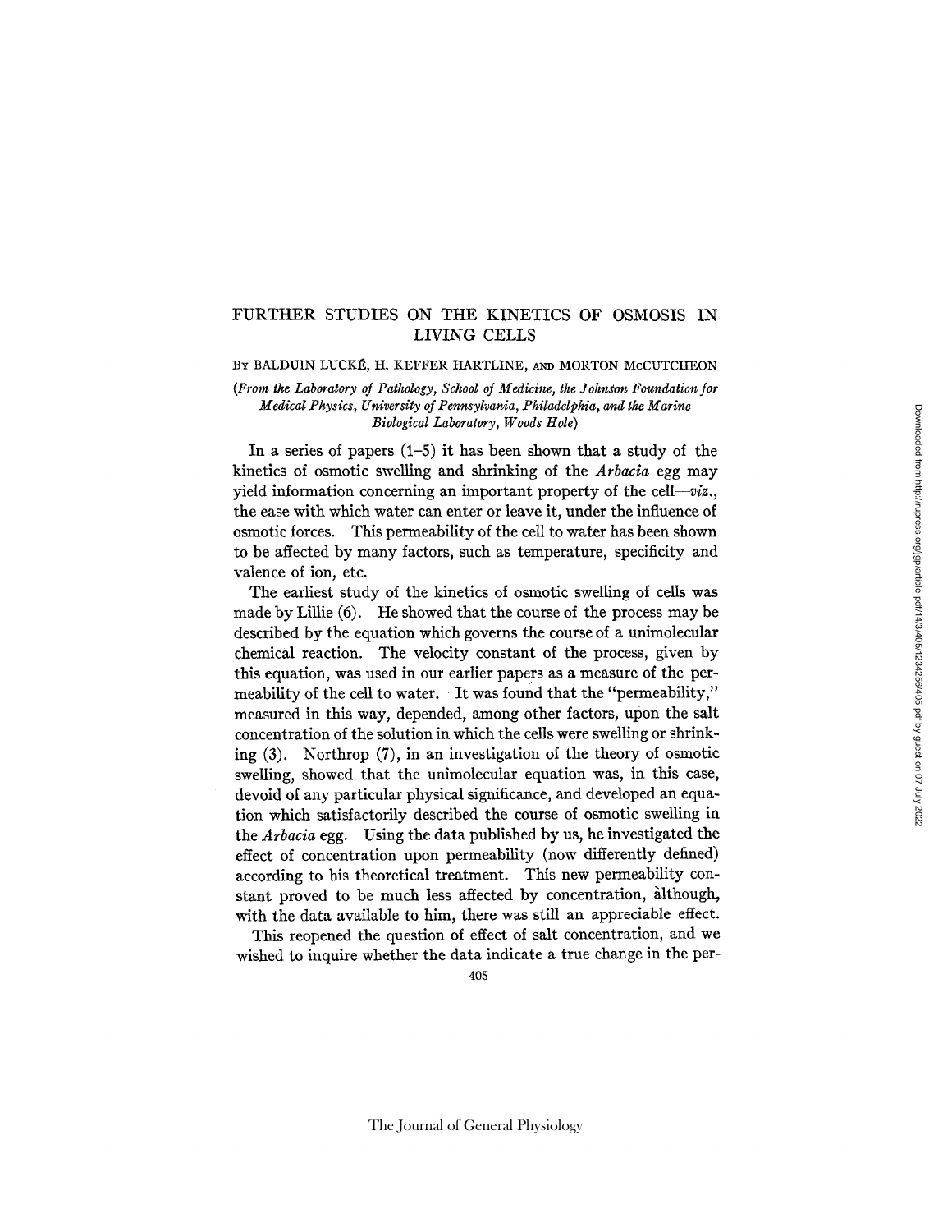# FURTHER STUDIES ON THE KINETICS OF OSMOSIS IN LIVING CELLS

By BALDUIN LUCKÉ, H. KEFFER HARTLINE, AND MORTON McCUTCHEON

*(From the Laboratory of Pathology, School of Medicine, the Johnson Foundation for Medical Physics, University of Pennsylvania, Philadelphia, and the Marine Biological Laboratory, Woods Hole)*

In a series of papers (1–5) it has been shown that a study of the kinetics of osmotic swelling and shrinking of the *Arbacia* egg may yield information concerning an important property of the cell—*viz.*, the ease with which water can enter or leave it, under the influence of osmotic forces. This permeability of the cell to water has been shown to be affected by many factors, such as temperature, specificity and valence of ion, etc.

The earliest study of the kinetics of osmotic swelling of cells was made by Lillie (6). He showed that the course of the process may be described by the equation which governs the course of a unimolecular chemical reaction. The velocity constant of the process, given by this equation, was used in our earlier papers as a measure of the permeability of the cell to water. It was found that the "permeability," measured in this way, depended, among other factors, upon the salt concentration of the solution in which the cells were swelling or shrinking (3). Northrop (7), in an investigation of the theory of osmotic swelling, showed that the unimolecular equation was, in this case, devoid of any particular physical significance, and developed an equation which satisfactorily described the course of osmotic swelling in the *Arbacia* egg. Using the data published by us, he investigated the effect of concentration upon permeability (now differently defined) according to his theoretical treatment. This new permeability constant proved to be much less affected by concentration, although, with the data available to him, there was still an appreciable effect.

This reopened the question of effect of salt concentration, and we wished to inquire whether the data indicate a true change in the per-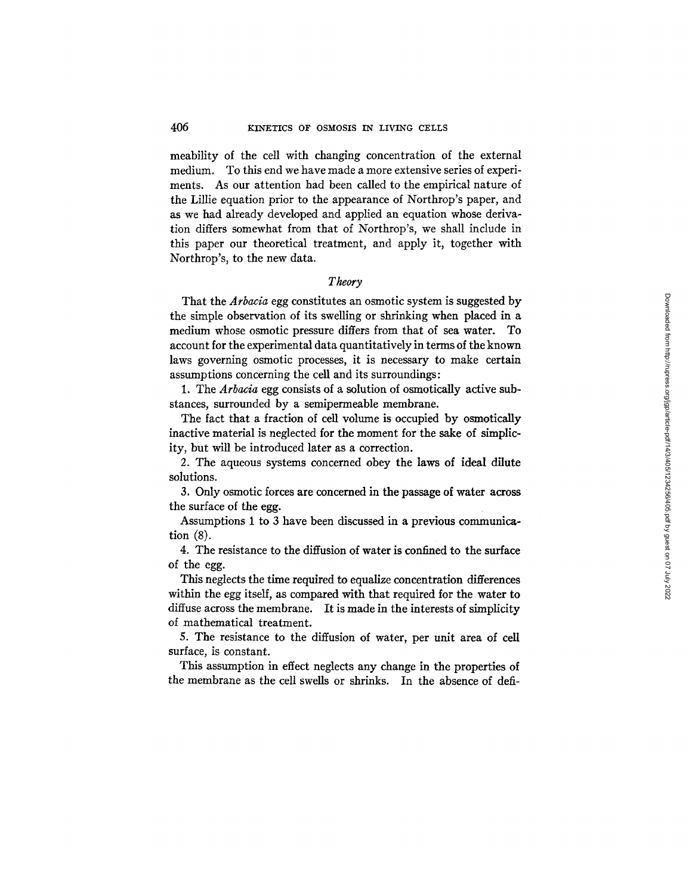meability of the cell with changing concentration of the external medium. To this end we have made a more extensive series of experiments. As our attention had been called to the empirical nature of the Lillie equation prior to the appearance of Northrop's paper, and as we had already developed and applied an equation whose derivation differs somewhat from that of Northrop's, we shall include in this paper our theoretical treatment, and apply it, together with Northrop's, to the new data.

### *Theory*

That the *Arbacia* egg constitutes an osmotic system is suggested by the simple observation of its swelling or shrinking when placed in a medium whose osmotic pressure differs from that of sea water. To account for the experimental data quantitatively in terms of the known laws governing osmotic processes, it is necessary to make certain assumptions concerning the cell and its surroundings:

1. The *Arbacia* egg consists of a solution of osmotically active substances, surrounded by a semipermeable membrane.

The fact that a fraction of cell volume is occupied by osmotically inactive material is neglected for the moment for the sake of simplicity, but will be introduced later as a correction.

2. The aqueous systems concerned obey the laws of ideal dilute solutions.

3. Only osmotic forces are concerned in the passage of water across the surface of the egg.

Assumptions 1 to 3 have been discussed in a previous communication (8).

4. The resistance to the diffusion of water is confined to the surface of the egg.

This neglects the time required to equalize concentration differences within the egg itself, as compared with that required for the water to diffuse across the membrane. It is made in the interests of simplicity of mathematical treatment.

5. The resistance to the diffusion of water, per unit area of cell surface, is constant.

This assumption in effect neglects any change in the properties of the membrane as the cell swells or shrinks. In the absence of defi-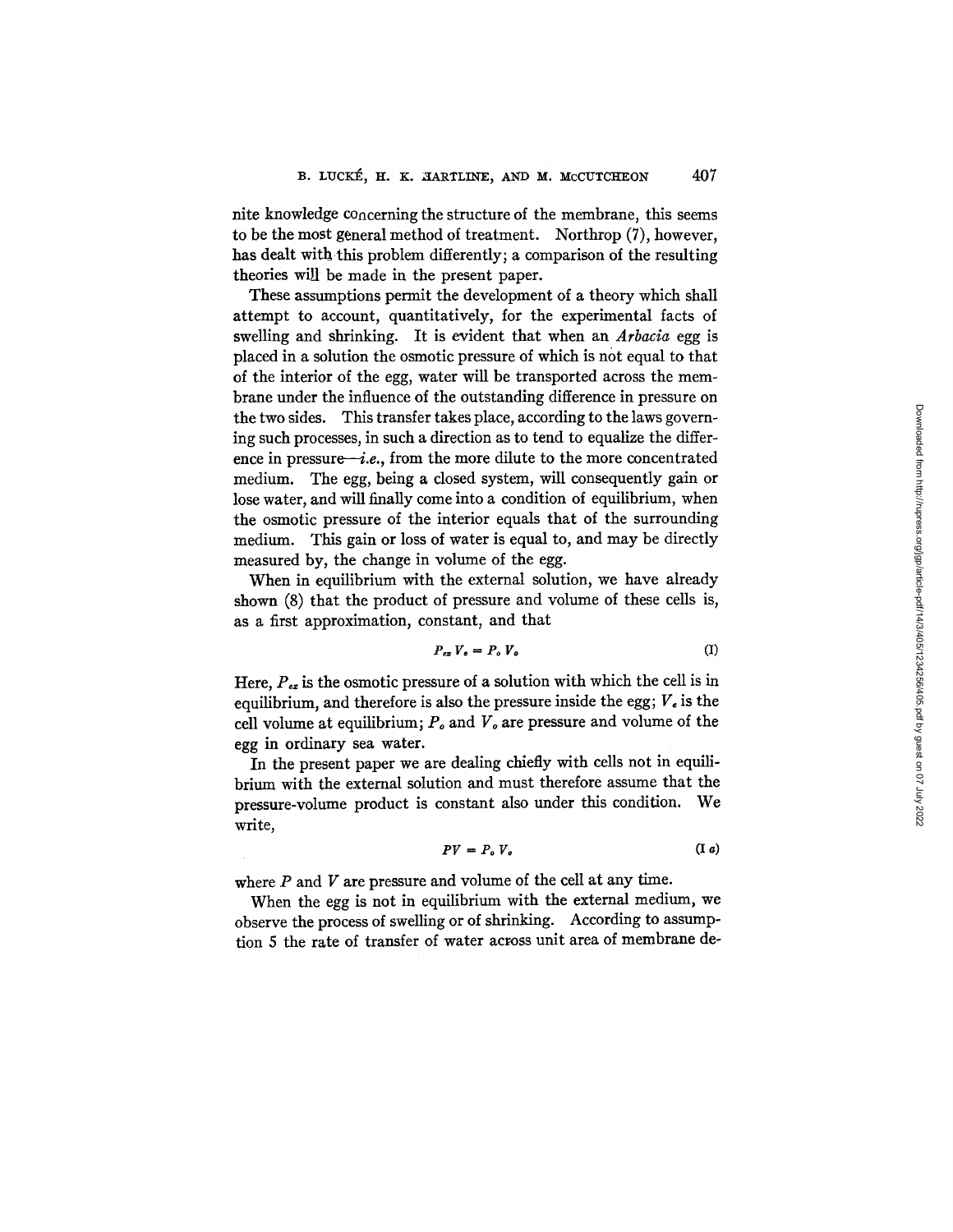nite knowledge concerning the structure of the membrane, this seems to be the most general method of treatment. Northrop (7), however, has dealt with this problem differently; a comparison of the resulting theories will be made in the present paper.

These assumptions permit the development of a theory which shall attempt to account, quantitatively, for the experimental facts of swelling and shrinking. It is evident that when an *Arbacia* egg is placed in a solution the osmotic pressure of which is not equal to that of the interior of the egg, water will be transported across the membrane under the influence of the outstanding difference in pressure on the two sides. This transfer takes place, according to the laws governing such processes, in such a direction as to tend to equalize the difference in pressure—*i.e.*, from the more dilute to the more concentrated medium. The egg, being a closed system, will consequently gain or lose water, and will finally come into a condition of equilibrium, when the osmotic pressure of the interior equals that of the surrounding medium. This gain or loss of water is equal to, and may be directly measured by, the change in volume of the egg.

When in equilibrium with the external solution, we have already shown (8) that the product of pressure and volume of these cells is, as a first approximation, constant, and that

$$P_{ex} V_e = P_o V_o \tag{I}$$

Here, $P_{ex}$ is the osmotic pressure of a solution with which the cell is in equilibrium, and therefore is also the pressure inside the egg; $V_e$ is the cell volume at equilibrium; $P_o$ and $V_o$ are pressure and volume of the egg in ordinary sea water.

In the present paper we are dealing chiefly with cells not in equilibrium with the external solution and must therefore assume that the pressure-volume product is constant also under this condition. We write,

$$PV = P_o V_o \tag{I a}$$

where $P$ and $V$ are pressure and volume of the cell at any time.

When the egg is not in equilibrium with the external medium, we observe the process of swelling or of shrinking. According to assumption 5 the rate of transfer of water across unit area of membrane de-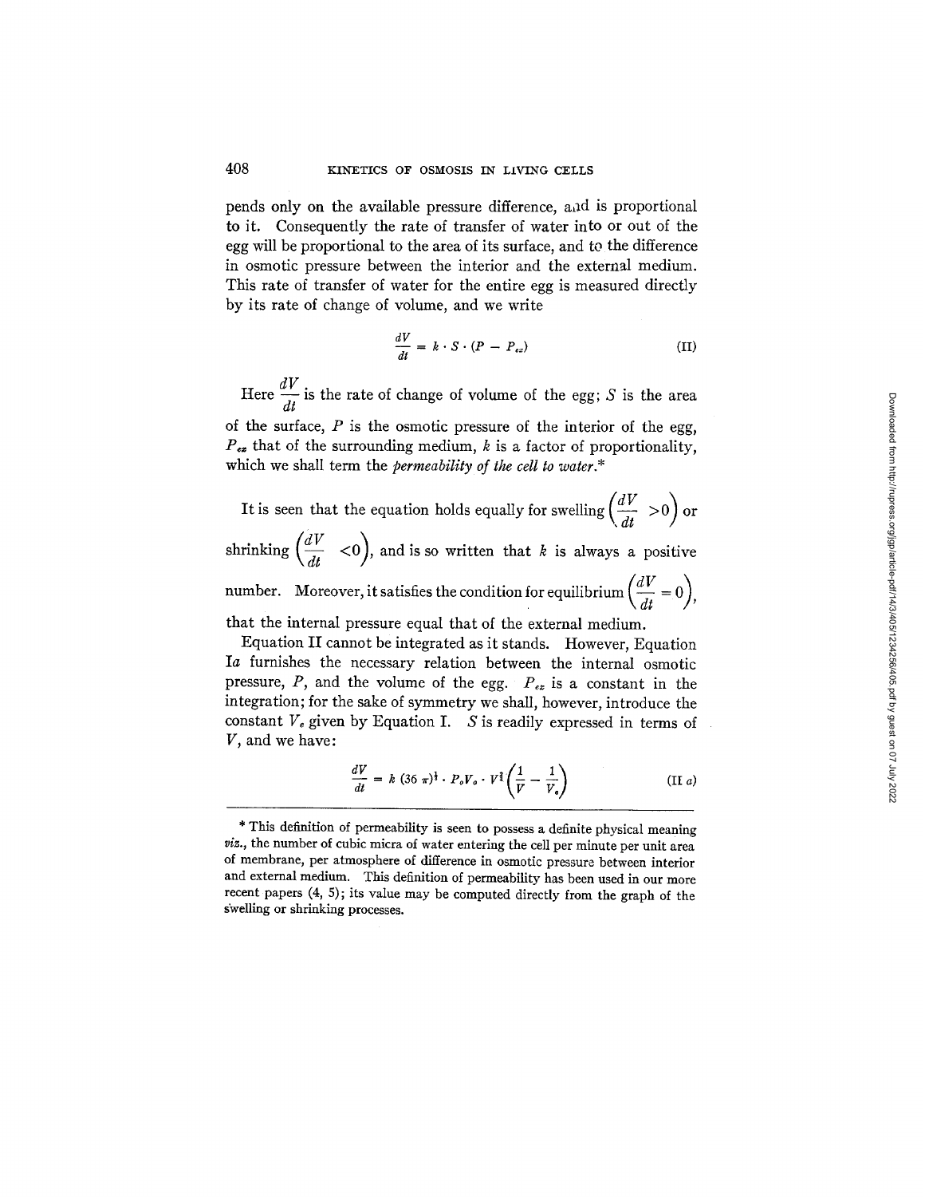pends only on the available pressure difference, and is proportional to it. Consequently the rate of transfer of water into or out of the egg will be proportional to the area of its surface, and to the difference in osmotic pressure between the interior and the external medium. This rate of transfer of water for the entire egg is measured directly by its rate of change of volume, and we write

$$\frac{dV}{dt} = k \cdot S \cdot (P - P_{ex}) \tag{II}$$

Here $\frac{dV}{dt}$ is the rate of change of volume of the egg; $S$ is the area of the surface, $P$ is the osmotic pressure of the interior of the egg, $P_{ex}$ that of the surrounding medium, $k$ is a factor of proportionality, which we shall term the *permeability of the cell to water.**

It is seen that the equation holds equally for swelling $\left(\frac{dV}{dt} > 0\right)$ or shrinking $\left(\frac{dV}{dt} < 0\right)$, and is so written that $k$ is always a positive number. Moreover, it satisfies the condition for equilibrium $\left(\frac{dV}{dt} = 0\right)$, that the internal pressure equal that of the external medium.

Equation II cannot be integrated as it stands. However, Equation I*a* furnishes the necessary relation between the internal osmotic pressure, $P$, and the volume of the egg. $P_{ex}$ is a constant in the integration; for the sake of symmetry we shall, however, introduce the constant $V_e$ given by Equation I. $S$ is readily expressed in terms of $V$, and we have:

$$\frac{dV}{dt} = k\,(36\,\pi)^{\frac{1}{3}} \cdot P_o V_o \cdot V^{\frac{2}{3}} \left(\frac{1}{V} - \frac{1}{V_e}\right) \tag{II a}$$

---

\* This definition of permeability is seen to possess a definite physical meaning *viz.*, the number of cubic micra of water entering the cell per minute per unit area of membrane, per atmosphere of difference in osmotic pressure between interior and external medium. This definition of permeability has been used in our more recent papers (4, 5); its value may be computed directly from the graph of the swelling or shrinking processes.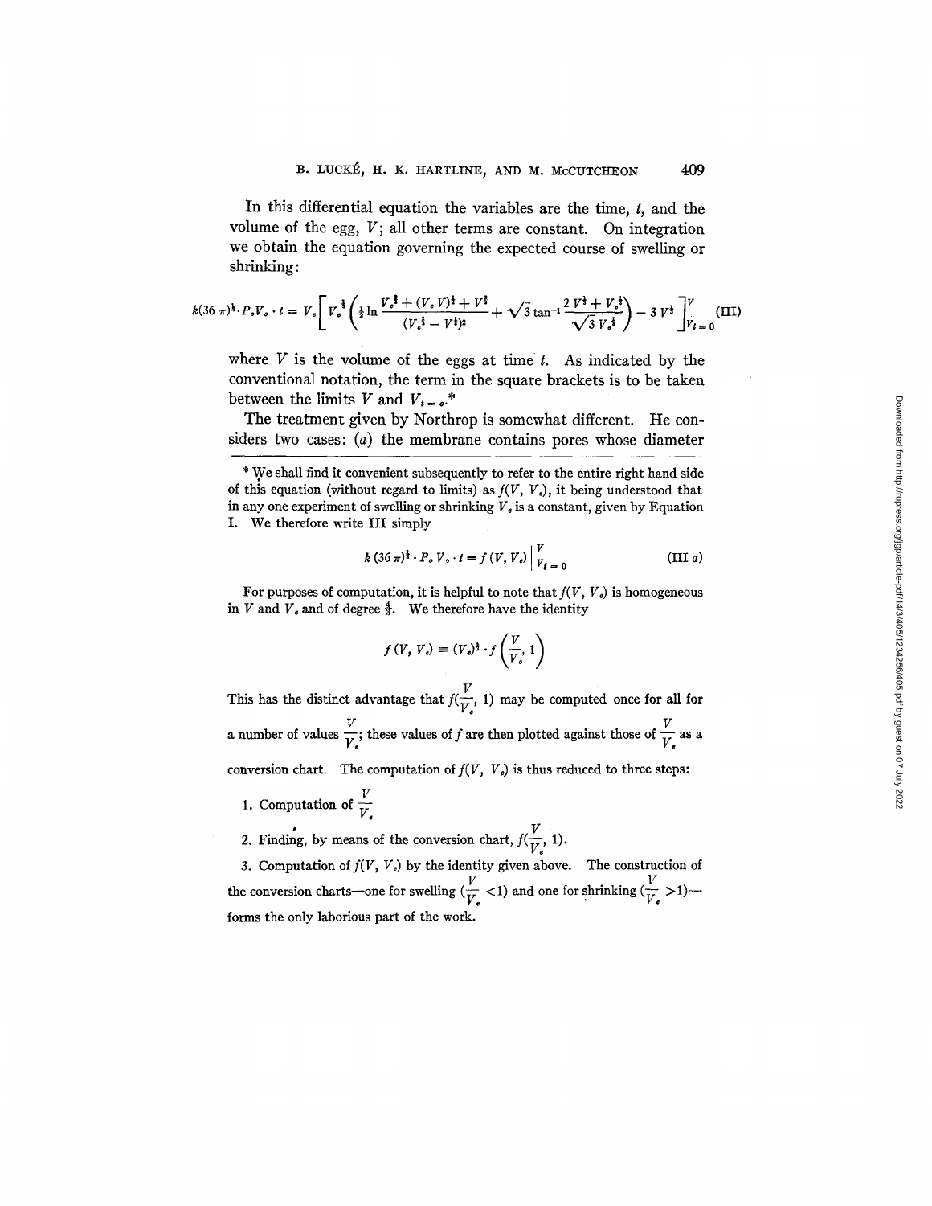In this differential equation the variables are the time, $t$, and the volume of the egg, $V$; all other terms are constant. On integration we obtain the equation governing the expected course of swelling or shrinking:

$$k(36\,\pi)^{\frac{1}{3}}\cdot P_o V_o \cdot t = V_e\left[V_e^{\frac{1}{3}}\left(\tfrac{1}{2}\ln\frac{V_e^{\frac{2}{3}}+(V_e V)^{\frac{1}{3}}+V^{\frac{2}{3}}}{(V_e^{\frac{1}{3}}-V^{\frac{1}{3}})^2}+\sqrt{3}\tan^{-1}\frac{2\,V^{\frac{1}{3}}+V_e^{\frac{1}{3}}}{\sqrt{3}\,V_e^{\frac{1}{3}}}\right)-3\,V^{\frac{1}{3}}\right]_{V_{t=0}}^{V} \quad \text{(III)}$$

where $V$ is the volume of the eggs at time $t$. As indicated by the conventional notation, the term in the square brackets is to be taken between the limits $V$ and $V_{t=0}$.*

The treatment given by Northrop is somewhat different. He considers two cases: (*a*) the membrane contains pores whose diameter

---

\* We shall find it convenient subsequently to refer to the entire right hand side of this equation (without regard to limits) as $f(V, V_e)$, it being understood that in any one experiment of swelling or shrinking $V_e$ is a constant, given by Equation I. We therefore write III simply

$$k\,(36\,\pi)^{\frac{1}{3}}\cdot P_o\,V_o\cdot t = f\,(V, V_e)\Big|_{V_{t=0}}^{V} \quad \text{(III } a\text{)}$$

For purposes of computation, it is helpful to note that $f(V, V_e)$ is homogeneous in $V$ and $V_e$ and of degree $\frac{4}{3}$. We therefore have the identity

$$f\,(V, V_e) \equiv (V_e)^{\frac{4}{3}}\cdot f\left(\frac{V}{V_e}, 1\right)$$

This has the distinct advantage that $f(\frac{V}{V_e}, 1)$ may be computed once for all for a number of values $\frac{V}{V_e}$; these values of $f$ are then plotted against those of $\frac{V}{V_e}$ as a conversion chart. The computation of $f(V, V_e)$ is thus reduced to three steps:

1. Computation of $\frac{V}{V_e}$
2. Finding, by means of the conversion chart, $f(\frac{V}{V_e}, 1)$.
3. Computation of $f(V, V_e)$ by the identity given above. The construction of the conversion charts—one for swelling ($\frac{V}{V_e} < 1$) and one for shrinking ($\frac{V}{V_e} > 1$)—forms the only laborious part of the work.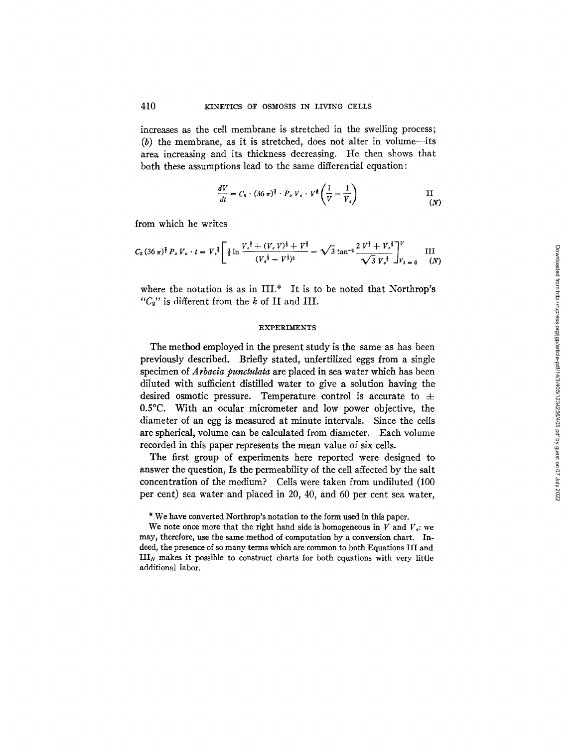increases as the cell membrane is stretched in the swelling process; (*b*) the membrane, as it is stretched, does not alter in volume—its area increasing and its thickness decreasing. He then shows that both these assumptions lead to the same differential equation:

$$\frac{dV}{dt} = C_2 \cdot (36\,\pi)^{\frac{1}{3}} \cdot P_o\, V_o \cdot V^{\frac{2}{3}} \left(\frac{1}{V} - \frac{1}{V_e}\right) \qquad \text{II}_{(N)}$$

from which he writes

$$C_2\,(36\,\pi)^{\frac{1}{3}}\, P_o\, V_o \cdot t = V_e^{\frac{2}{3}} \left[ \tfrac{1}{2} \ln \frac{V_e^{\frac{2}{3}} + (V_e\,V)^{\frac{1}{3}} + V^{\frac{2}{3}}}{(V_e^{\frac{1}{3}} - V^{\frac{1}{3}})^2} - \sqrt{3} \tan^{-1} \frac{2\,V^{\frac{1}{3}} + V_e^{\frac{1}{3}}}{\sqrt{3}\, V_e^{\frac{1}{3}}} \right]_{V_t = 0}^{V} \qquad \text{III}_{(N)}$$

where the notation is as in III.* It is to be noted that Northrop's "$C_2$" is different from the $k$ of II and III.

## EXPERIMENTS

The method employed in the present study is the same as has been previously described. Briefly stated, unfertilized eggs from a single specimen of *Arbacia punctulata* are placed in sea water which has been diluted with sufficient distilled water to give a solution having the desired osmotic pressure. Temperature control is accurate to ± 0.5°C. With an ocular micrometer and low power objective, the diameter of an egg is measured at minute intervals. Since the cells are spherical, volume can be calculated from diameter. Each volume recorded in this paper represents the mean value of six cells.

The first group of experiments here reported were designed to answer the question, Is the permeability of the cell affected by the salt concentration of the medium? Cells were taken from undiluted (100 per cent) sea water and placed in 20, 40, and 60 per cent sea water,

* We have converted Northrop's notation to the form used in this paper.

We note once more that the right hand side is homogeneous in $V$ and $V_e$: we may, therefore, use the same method of computation by a conversion chart. Indeed, the presence of so many terms which are common to both Equations III and $\text{III}_N$ makes it possible to construct charts for both equations with very little additional labor.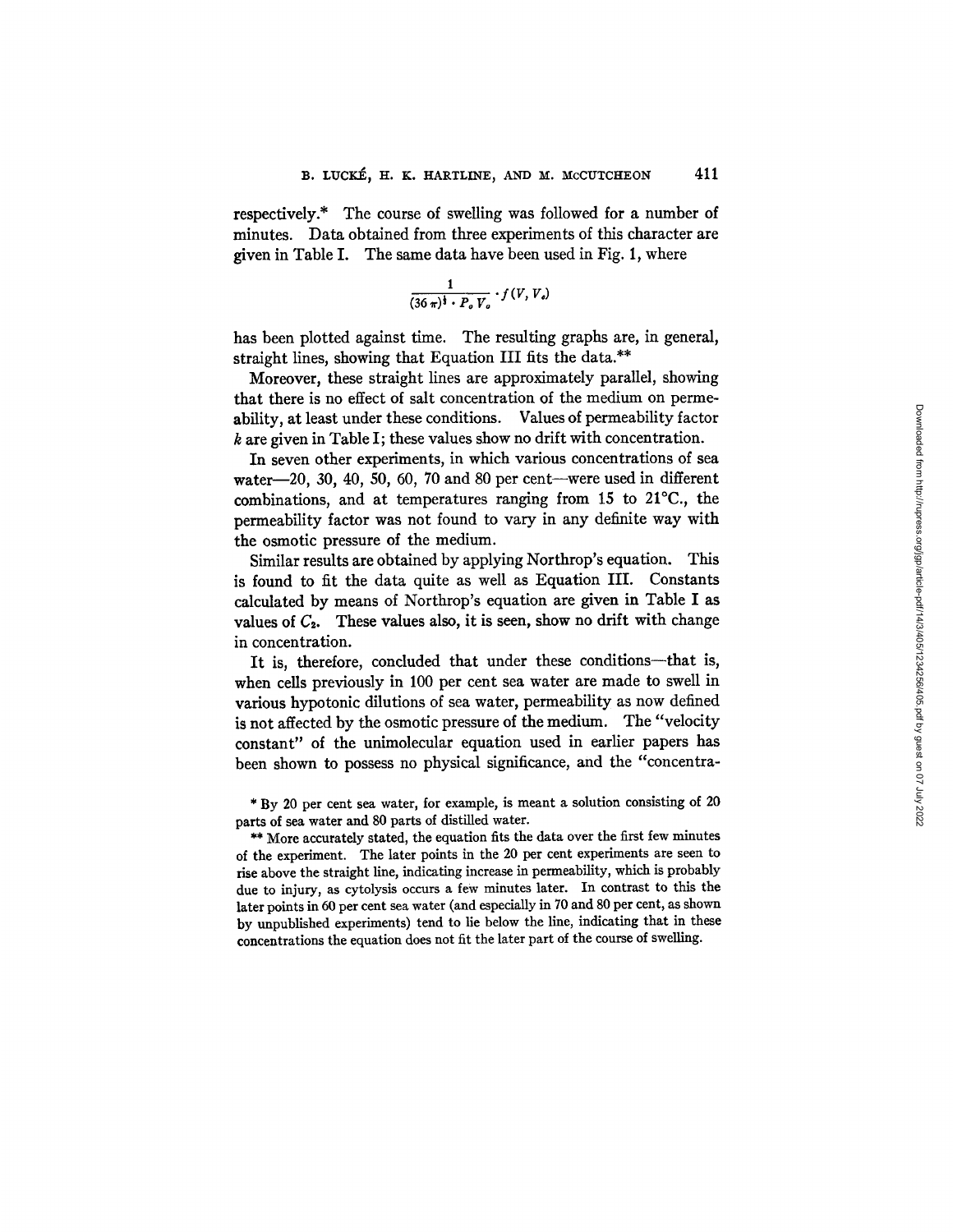respectively.* The course of swelling was followed for a number of minutes. Data obtained from three experiments of this character are given in Table I. The same data have been used in Fig. 1, where

$$\frac{1}{(36\pi)^{\frac{1}{3}} \cdot P_o V_o} \cdot f(V, V_o)$$

has been plotted against time. The resulting graphs are, in general, straight lines, showing that Equation III fits the data.**

Moreover, these straight lines are approximately parallel, showing that there is no effect of salt concentration of the medium on permeability, at least under these conditions. Values of permeability factor $k$ are given in Table I; these values show no drift with concentration.

In seven other experiments, in which various concentrations of sea water—20, 30, 40, 50, 60, 70 and 80 per cent—were used in different combinations, and at temperatures ranging from 15 to 21°C., the permeability factor was not found to vary in any definite way with the osmotic pressure of the medium.

Similar results are obtained by applying Northrop's equation. This is found to fit the data quite as well as Equation III. Constants calculated by means of Northrop's equation are given in Table I as values of $C_2$. These values also, it is seen, show no drift with change in concentration.

It is, therefore, concluded that under these conditions—that is, when cells previously in 100 per cent sea water are made to swell in various hypotonic dilutions of sea water, permeability as now defined is not affected by the osmotic pressure of the medium. The "velocity constant" of the unimolecular equation used in earlier papers has been shown to possess no physical significance, and the "concentra-

* By 20 per cent sea water, for example, is meant a solution consisting of 20 parts of sea water and 80 parts of distilled water.

** More accurately stated, the equation fits the data over the first few minutes of the experiment. The later points in the 20 per cent experiments are seen to rise above the straight line, indicating increase in permeability, which is probably due to injury, as cytolysis occurs a few minutes later. In contrast to this the later points in 60 per cent sea water (and especially in 70 and 80 per cent, as shown by unpublished experiments) tend to lie below the line, indicating that in these concentrations the equation does not fit the later part of the course of swelling.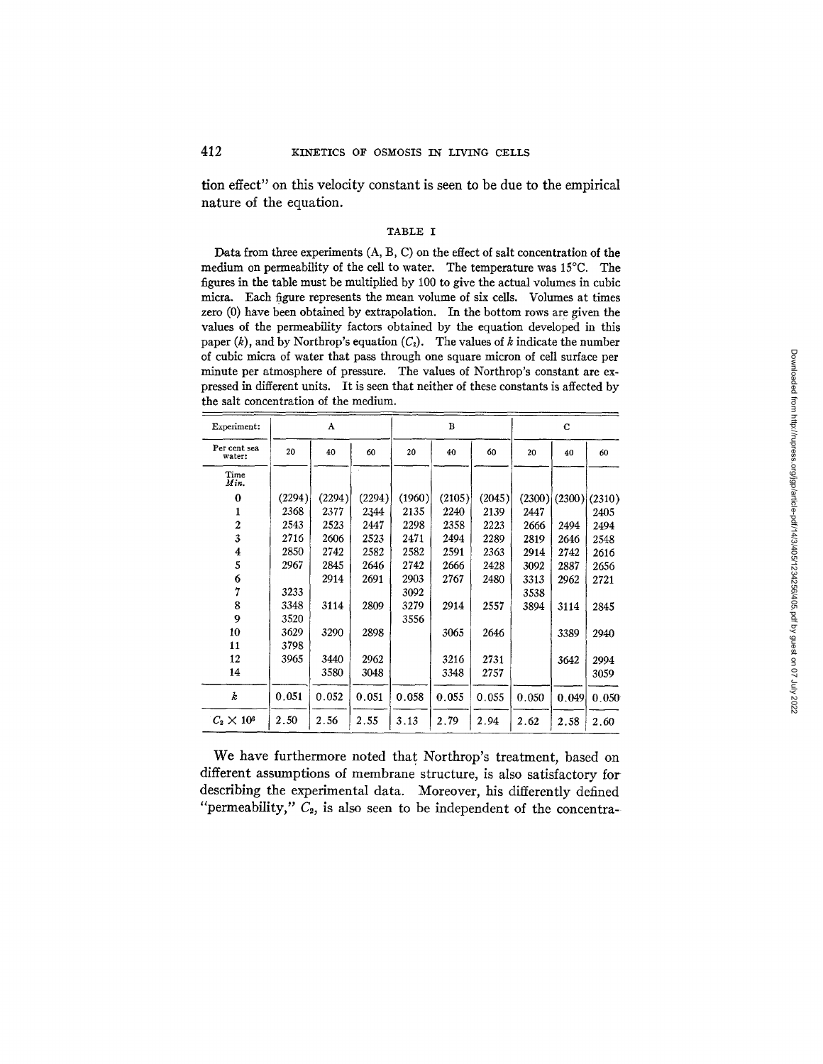tion effect" on this velocity constant is seen to be due to the empirical nature of the equation.

TABLE I

Data from three experiments (A, B, C) on the effect of salt concentration of the medium on permeability of the cell to water. The temperature was 15°C. The figures in the table must be multiplied by 100 to give the actual volumes in cubic micra. Each figure represents the mean volume of six cells. Volumes at times zero (0) have been obtained by extrapolation. In the bottom rows are given the values of the permeability factors obtained by the equation developed in this paper ($k$), and by Northrop's equation ($C_2$). The values of $k$ indicate the number of cubic micra of water that pass through one square micron of cell surface per minute per atmosphere of pressure. The values of Northrop's constant are expressed in different units. It is seen that neither of these constants is affected by the salt concentration of the medium.

| Experiment: | A | | | B | | | C | | |
|---|---|---|---|---|---|---|---|---|---|
| Per cent sea water: | 20 | 40 | 60 | 20 | 40 | 60 | 20 | 40 | 60 |
| Time *Min.* | | | | | | | | | |
| 0 | (2294) | (2294) | (2294) | (1960) | (2105) | (2045) | (2300) | (2300) | (2310) |
| 1 | 2368 | 2377 | 2344 | 2135 | 2240 | 2139 | 2447 | | 2405 |
| 2 | 2543 | 2523 | 2447 | 2298 | 2358 | 2223 | 2666 | 2494 | 2494 |
| 3 | 2716 | 2606 | 2523 | 2471 | 2494 | 2289 | 2819 | 2646 | 2548 |
| 4 | 2850 | 2742 | 2582 | 2582 | 2591 | 2363 | 2914 | 2742 | 2616 |
| 5 | 2967 | 2845 | 2646 | 2742 | 2666 | 2428 | 3092 | 2887 | 2656 |
| 6 | | 2914 | 2691 | 2903 | 2767 | 2480 | 3313 | 2962 | 2721 |
| 7 | 3233 | | | 3092 | | | 3538 | | |
| 8 | 3348 | 3114 | 2809 | 3279 | 2914 | 2557 | 3894 | 3114 | 2845 |
| 9 | 3520 | | | 3556 | | | | | |
| 10 | 3629 | 3290 | 2898 | | 3065 | 2646 | | 3389 | 2940 |
| 11 | 3798 | | | | | | | | |
| 12 | 3965 | 3440 | 2962 | | 3216 | 2731 | | 3642 | 2994 |
| 14 | | 3580 | 3048 | | 3348 | 2757 | | | 3059 |
| $k$ | 0.051 | 0.052 | 0.051 | 0.058 | 0.055 | 0.055 | 0.050 | 0.049 | 0.050 |
| $C_2 \times 10^6$ | 2.50 | 2.56 | 2.55 | 3.13 | 2.79 | 2.94 | 2.62 | 2.58 | 2.60 |

We have furthermore noted that Northrop's treatment, based on different assumptions of membrane structure, is also satisfactory for describing the experimental data. Moreover, his differently defined "permeability," $C_2$, is also seen to be independent of the concentra-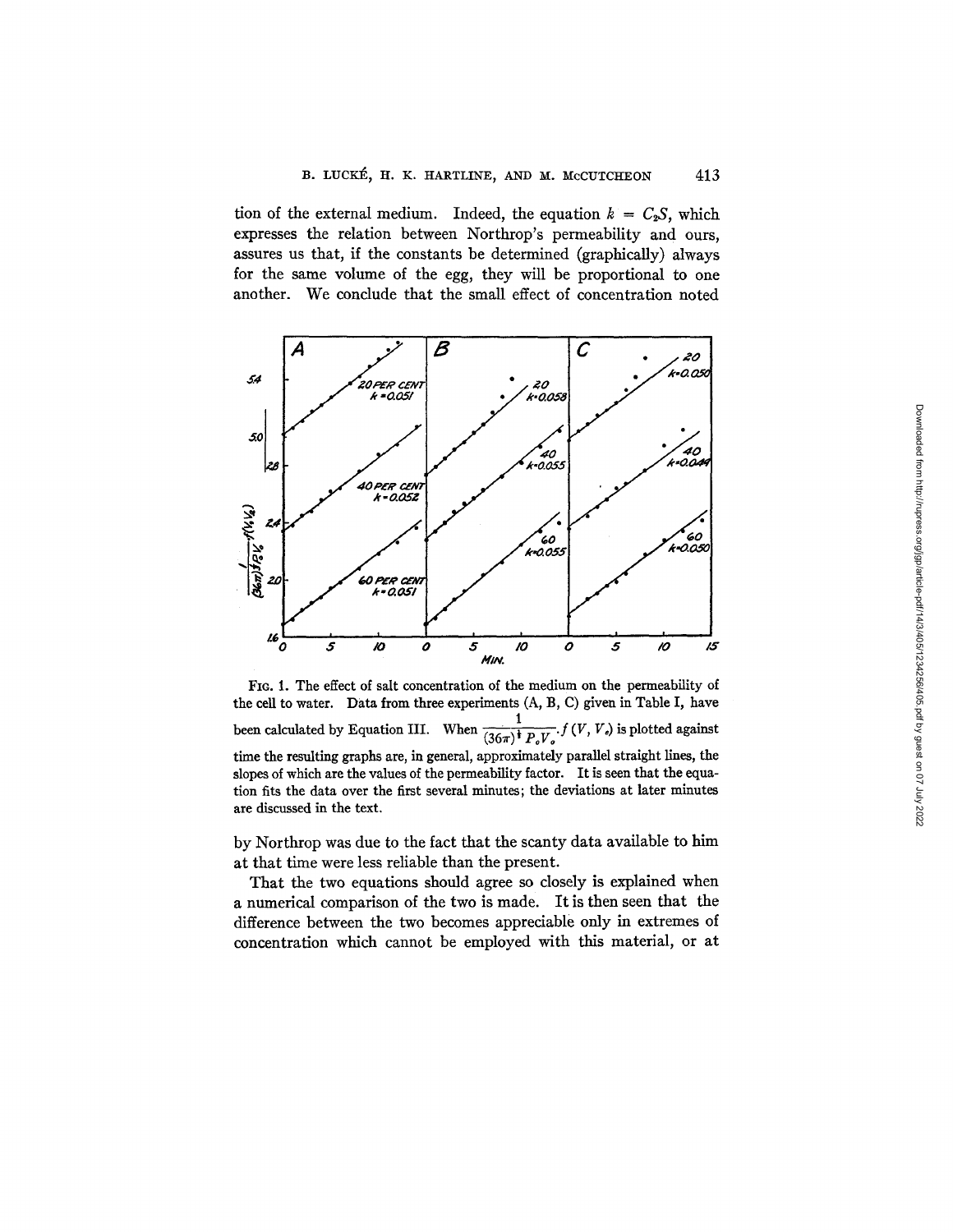tion of the external medium. Indeed, the equation $k = C_2S$, which expresses the relation between Northrop's permeability and ours, assures us that, if the constants be determined (graphically) always for the same volume of the egg, they will be proportional to one another. We conclude that the small effect of concentration noted

FIG. 1. The effect of salt concentration of the medium on the permeability of the cell to water. Data from three experiments (A, B, C) given in Table I, have been calculated by Equation III. When $\frac{1}{(36\pi)^{\frac{1}{3}} P_o V_o} \cdot f(V, V_e)$ is plotted against time the resulting graphs are, in general, approximately parallel straight lines, the slopes of which are the values of the permeability factor. It is seen that the equation fits the data over the first several minutes; the deviations at later minutes are discussed in the text.

by Northrop was due to the fact that the scanty data available to him at that time were less reliable than the present.

That the two equations should agree so closely is explained when a numerical comparison of the two is made. It is then seen that the difference between the two becomes appreciable only in extremes of concentration which cannot be employed with this material, or at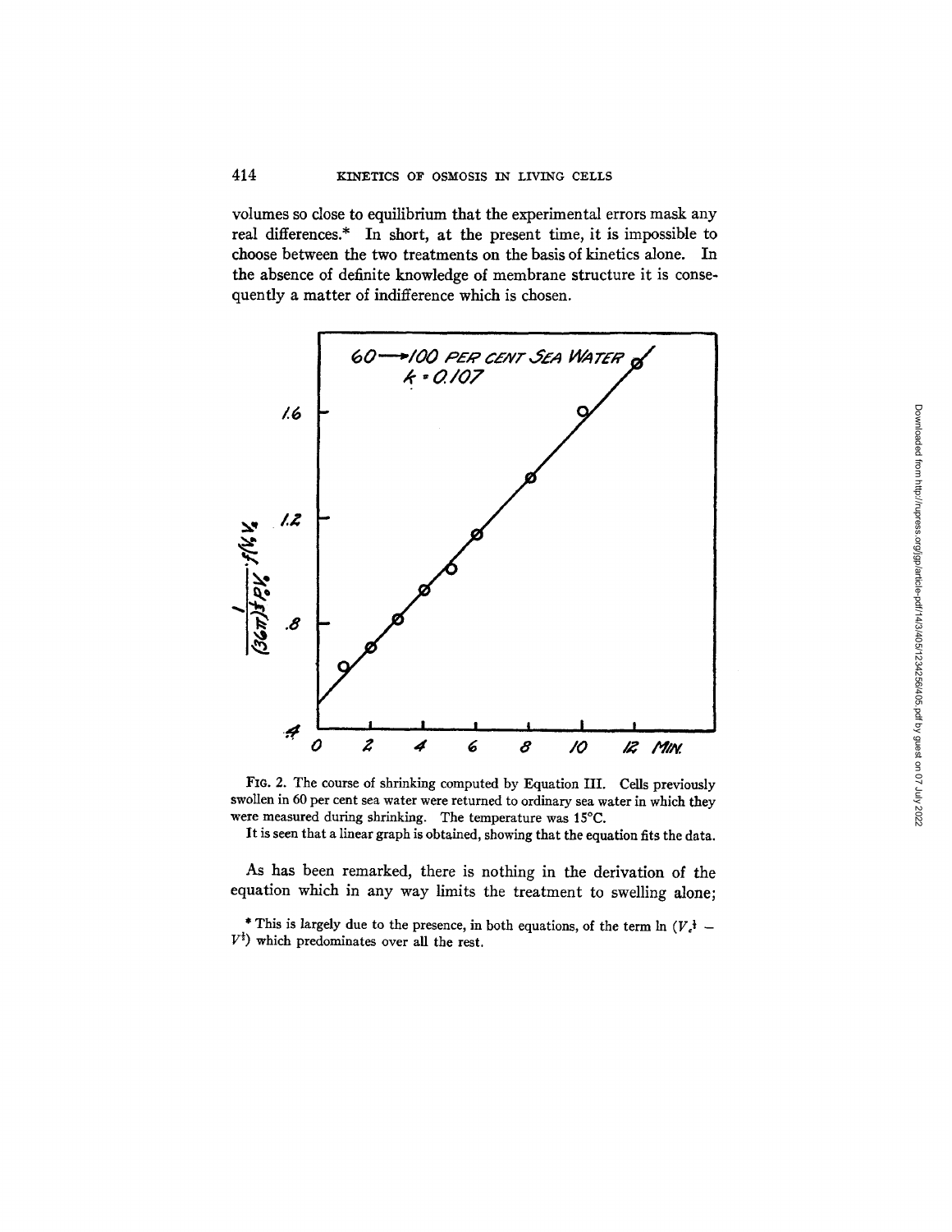volumes so close to equilibrium that the experimental errors mask any real differences.* In short, at the present time, it is impossible to choose between the two treatments on the basis of kinetics alone. In the absence of definite knowledge of membrane structure it is consequently a matter of indifference which is chosen.

FIG. 2. The course of shrinking computed by Equation III. Cells previously swollen in 60 per cent sea water were returned to ordinary sea water in which they were measured during shrinking. The temperature was 15°C.

It is seen that a linear graph is obtained, showing that the equation fits the data.

As has been remarked, there is nothing in the derivation of the equation which in any way limits the treatment to swelling alone;

* This is largely due to the presence, in both equations, of the term $\ln (V_e^{\frac{1}{3}} - V^{\frac{1}{3}})$ which predominates over all the rest.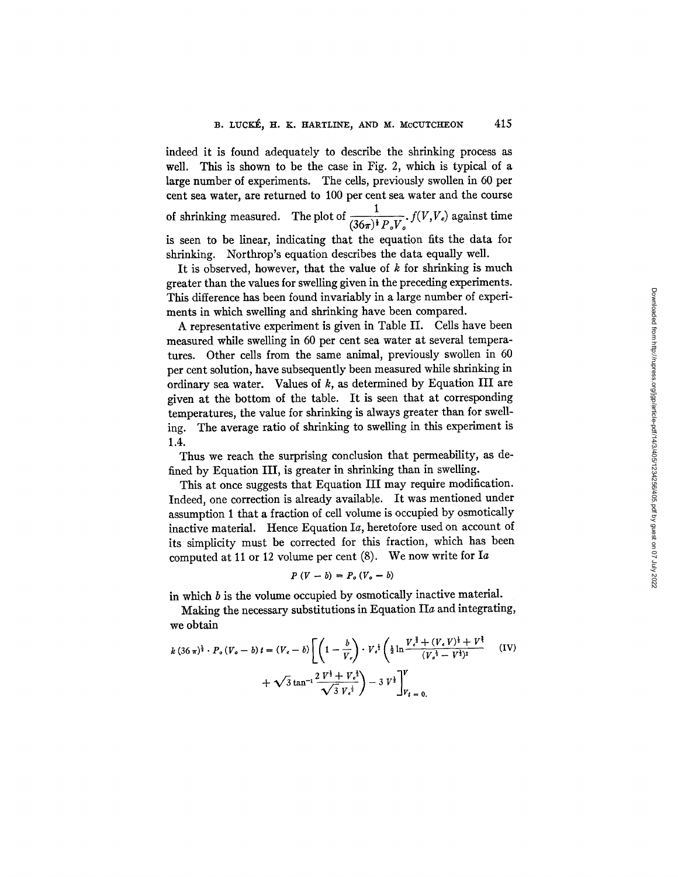indeed it is found adequately to describe the shrinking process as well. This is shown to be the case in Fig. 2, which is typical of a large number of experiments. The cells, previously swollen in 60 per cent sea water, are returned to 100 per cent sea water and the course of shrinking measured. The plot of $\frac{1}{(36\pi)^{\frac{1}{3}} P_o V_o} \cdot f(V, V_e)$ against time is seen to be linear, indicating that the equation fits the data for shrinking. Northrop's equation describes the data equally well.

It is observed, however, that the value of $k$ for shrinking is much greater than the values for swelling given in the preceding experiments. This difference has been found invariably in a large number of experiments in which swelling and shrinking have been compared.

A representative experiment is given in Table II. Cells have been measured while swelling in 60 per cent sea water at several temperatures. Other cells from the same animal, previously swollen in 60 per cent solution, have subsequently been measured while shrinking in ordinary sea water. Values of $k$, as determined by Equation III are given at the bottom of the table. It is seen that at corresponding temperatures, the value for shrinking is always greater than for swelling. The average ratio of shrinking to swelling in this experiment is 1.4.

Thus we reach the surprising conclusion that permeability, as defined by Equation III, is greater in shrinking than in swelling.

This at once suggests that Equation III may require modification. Indeed, one correction is already available. It was mentioned under assumption 1 that a fraction of cell volume is occupied by osmotically inactive material. Hence Equation I*a*, heretofore used on account of its simplicity must be corrected for this fraction, which has been computed at 11 or 12 volume per cent (8). We now write for I*a*

$$P\,(V - b) = P_o\,(V_o - b)$$

in which $b$ is the volume occupied by osmotically inactive material.

Making the necessary substitutions in Equation II*a* and integrating, we obtain

$$k\,(36\,\pi)^{\frac{1}{3}} \cdot P_o\,(V_o - b)\,t = (V_e - b)\left[\left(1 - \frac{b}{V_e}\right) \cdot V_e^{\frac{2}{3}}\left(\tfrac{1}{2}\ln\frac{V_e^{\frac{2}{3}} + (V_e V)^{\frac{1}{3}} + V^{\frac{2}{3}}}{(V_e^{\frac{1}{3}} - V^{\frac{1}{3}})^2} + \sqrt{3}\tan^{-1}\frac{2\,V^{\frac{1}{3}} + V_e^{\frac{1}{3}}}{\sqrt{3}\,V_e^{\frac{1}{3}}}\right) - 3\,V^{\frac{1}{3}}\right]_{V_{t\,=\,0.}}^{V} \qquad \text{(IV)}$$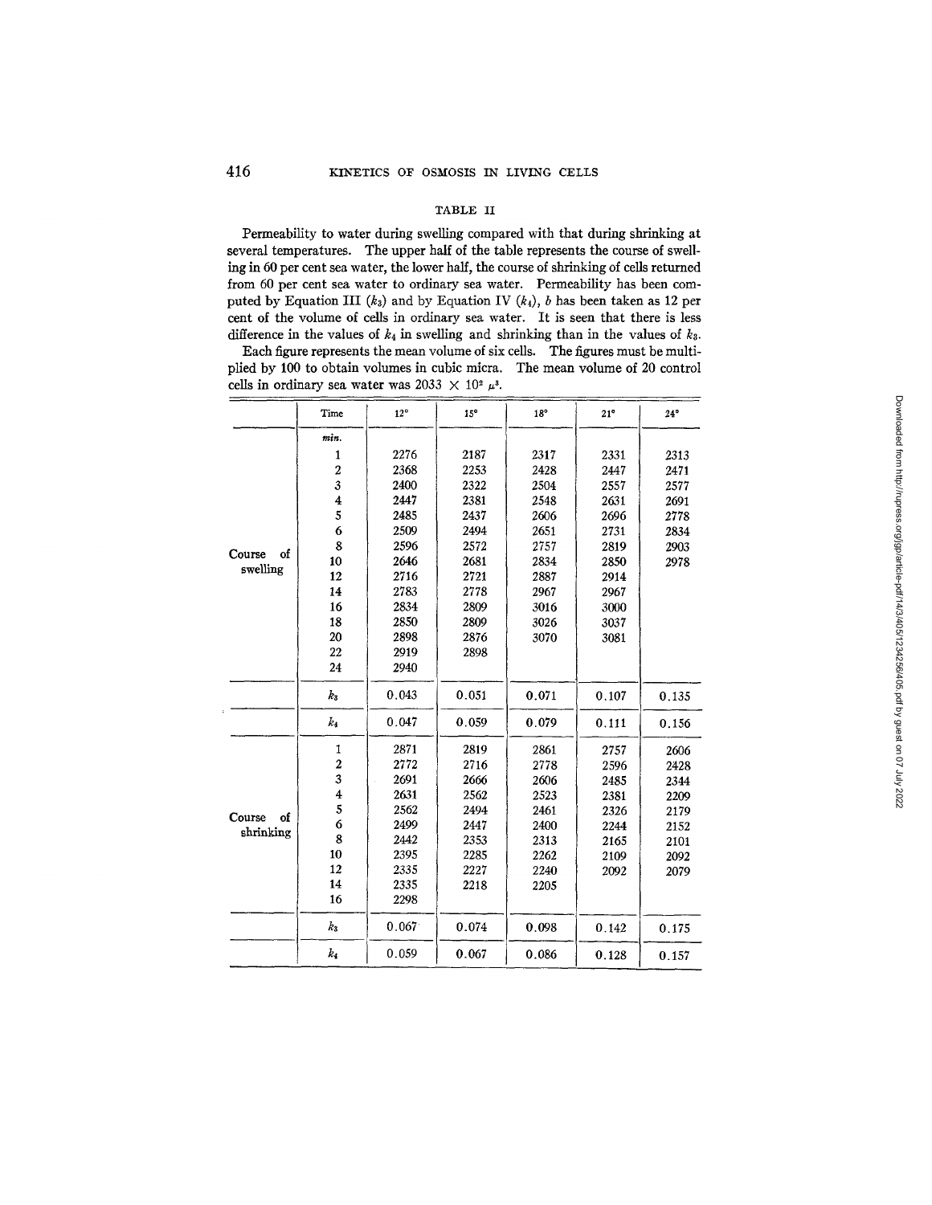### TABLE II

Permeability to water during swelling compared with that during shrinking at several temperatures. The upper half of the table represents the course of swelling in 60 per cent sea water, the lower half, the course of shrinking of cells returned from 60 per cent sea water to ordinary sea water. Permeability has been computed by Equation III ($k_3$) and by Equation IV ($k_4$), $b$ has been taken as 12 per cent of the volume of cells in ordinary sea water. It is seen that there is less difference in the values of $k_4$ in swelling and shrinking than in the values of $k_3$.

Each figure represents the mean volume of six cells. The figures must be multiplied by 100 to obtain volumes in cubic micra. The mean volume of 20 control cells in ordinary sea water was $2033 \times 10^2\ \mu^3$.

| | Time | 12° | 15° | 18° | 21° | 24° |
|---|---|---|---|---|---|---|
| | *min.* | | | | | |
| Course of swelling | 1 | 2276 | 2187 | 2317 | 2331 | 2313 |
| | 2 | 2368 | 2253 | 2428 | 2447 | 2471 |
| | 3 | 2400 | 2322 | 2504 | 2557 | 2577 |
| | 4 | 2447 | 2381 | 2548 | 2631 | 2691 |
| | 5 | 2485 | 2437 | 2606 | 2696 | 2778 |
| | 6 | 2509 | 2494 | 2651 | 2731 | 2834 |
| | 8 | 2596 | 2572 | 2757 | 2819 | 2903 |
| | 10 | 2646 | 2681 | 2834 | 2850 | 2978 |
| | 12 | 2716 | 2721 | 2887 | 2914 | |
| | 14 | 2783 | 2778 | 2967 | 2967 | |
| | 16 | 2834 | 2809 | 3016 | 3000 | |
| | 18 | 2850 | 2809 | 3026 | 3037 | |
| | 20 | 2898 | 2876 | 3070 | 3081 | |
| | 22 | 2919 | 2898 | | | |
| | 24 | 2940 | | | | |
| | $k_3$ | 0.043 | 0.051 | 0.071 | 0.107 | 0.135 |
| | $k_4$ | 0.047 | 0.059 | 0.079 | 0.111 | 0.156 |
| Course of shrinking | 1 | 2871 | 2819 | 2861 | 2757 | 2606 |
| | 2 | 2772 | 2716 | 2778 | 2596 | 2428 |
| | 3 | 2691 | 2666 | 2606 | 2485 | 2344 |
| | 4 | 2631 | 2562 | 2523 | 2381 | 2209 |
| | 5 | 2562 | 2494 | 2461 | 2326 | 2179 |
| | 6 | 2499 | 2447 | 2400 | 2244 | 2152 |
| | 8 | 2442 | 2353 | 2313 | 2165 | 2101 |
| | 10 | 2395 | 2285 | 2262 | 2109 | 2092 |
| | 12 | 2335 | 2227 | 2240 | 2092 | 2079 |
| | 14 | 2335 | 2218 | 2205 | | |
| | 16 | 2298 | | | | |
| | $k_3$ | 0.067 | 0.074 | 0.098 | 0.142 | 0.175 |
| | $k_4$ | 0.059 | 0.067 | 0.086 | 0.128 | 0.157 |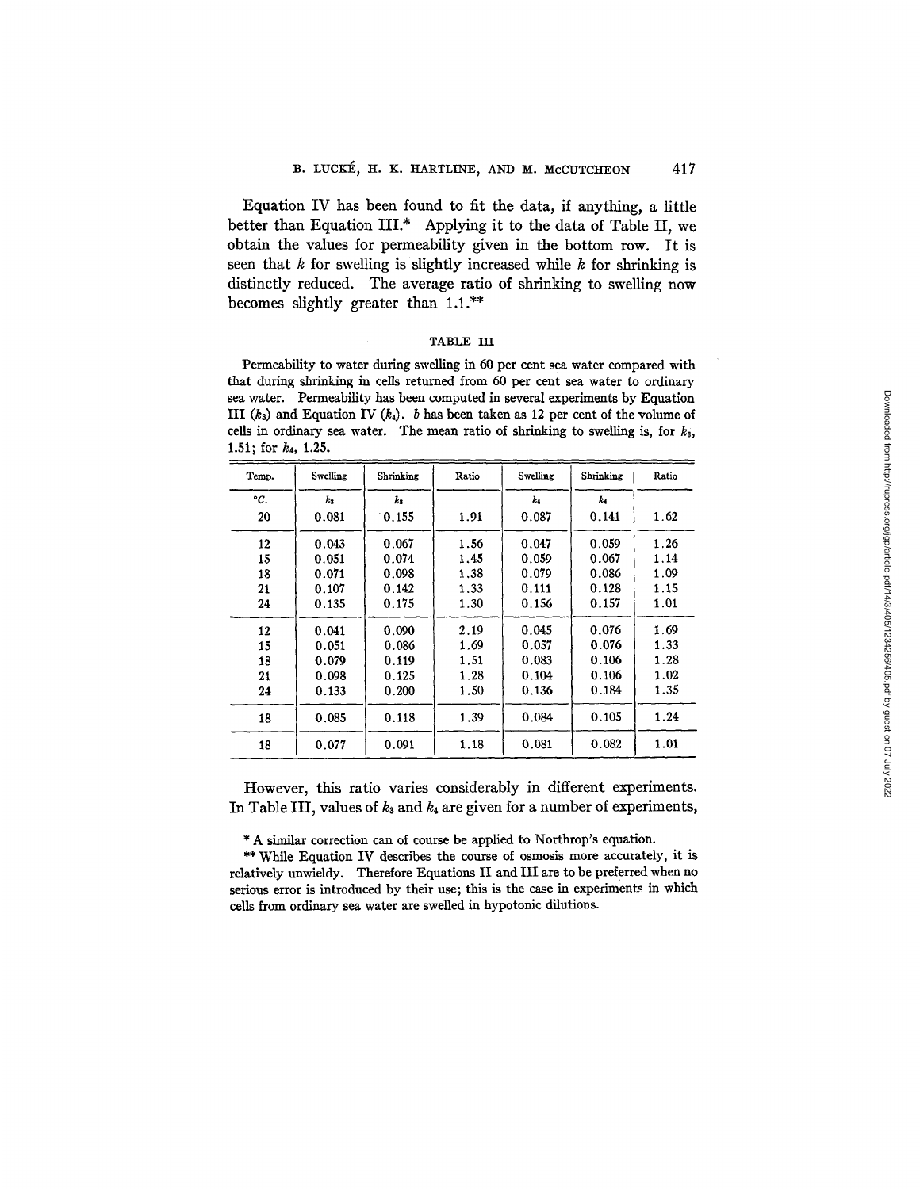Equation IV has been found to fit the data, if anything, a little better than Equation III.* Applying it to the data of Table II, we obtain the values for permeability given in the bottom row. It is seen that $k$ for swelling is slightly increased while $k$ for shrinking is distinctly reduced. The average ratio of shrinking to swelling now becomes slightly greater than 1.1.**

TABLE III

Permeability to water during swelling in 60 per cent sea water compared with that during shrinking in cells returned from 60 per cent sea water to ordinary sea water. Permeability has been computed in several experiments by Equation III ($k_3$) and Equation IV ($k_4$). $b$ has been taken as 12 per cent of the volume of cells in ordinary sea water. The mean ratio of shrinking to swelling is, for $k_3$, 1.51; for $k_4$, 1.25.

| Temp. | Swelling | Shrinking | Ratio | Swelling | Shrinking | Ratio |
|---|---|---|---|---|---|---|
| °C. | $k_3$ | $k_3$ | | $k_4$ | $k_4$ | |
| 20 | 0.081 | 0.155 | 1.91 | 0.087 | 0.141 | 1.62 |
| 12 | 0.043 | 0.067 | 1.56 | 0.047 | 0.059 | 1.26 |
| 15 | 0.051 | 0.074 | 1.45 | 0.059 | 0.067 | 1.14 |
| 18 | 0.071 | 0.098 | 1.38 | 0.079 | 0.086 | 1.09 |
| 21 | 0.107 | 0.142 | 1.33 | 0.111 | 0.128 | 1.15 |
| 24 | 0.135 | 0.175 | 1.30 | 0.156 | 0.157 | 1.01 |
| 12 | 0.041 | 0.090 | 2.19 | 0.045 | 0.076 | 1.69 |
| 15 | 0.051 | 0.086 | 1.69 | 0.057 | 0.076 | 1.33 |
| 18 | 0.079 | 0.119 | 1.51 | 0.083 | 0.106 | 1.28 |
| 21 | 0.098 | 0.125 | 1.28 | 0.104 | 0.106 | 1.02 |
| 24 | 0.133 | 0.200 | 1.50 | 0.136 | 0.184 | 1.35 |
| 18 | 0.085 | 0.118 | 1.39 | 0.084 | 0.105 | 1.24 |
| 18 | 0.077 | 0.091 | 1.18 | 0.081 | 0.082 | 1.01 |

However, this ratio varies considerably in different experiments. In Table III, values of $k_3$ and $k_4$ are given for a number of experiments,

\* A similar correction can of course be applied to Northrop's equation.

\*\* While Equation IV describes the course of osmosis more accurately, it is relatively unwieldy. Therefore Equations II and III are to be preferred when no serious error is introduced by their use; this is the case in experiments in which cells from ordinary sea water are swelled in hypotonic dilutions.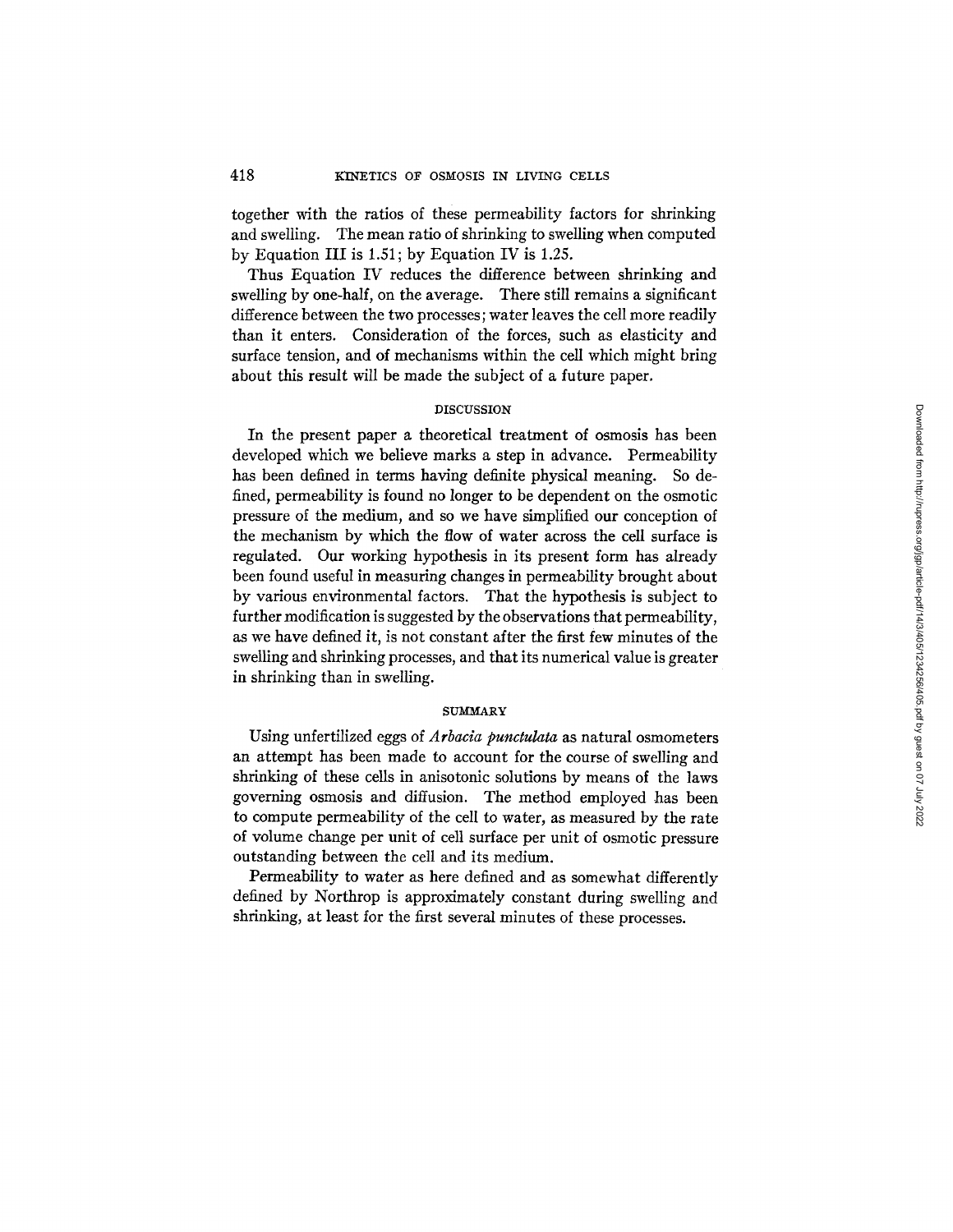together with the ratios of these permeability factors for shrinking and swelling. The mean ratio of shrinking to swelling when computed by Equation III is 1.51; by Equation IV is 1.25.

Thus Equation IV reduces the difference between shrinking and swelling by one-half, on the average. There still remains a significant difference between the two processes; water leaves the cell more readily than it enters. Consideration of the forces, such as elasticity and surface tension, and of mechanisms within the cell which might bring about this result will be made the subject of a future paper.

## DISCUSSION

In the present paper a theoretical treatment of osmosis has been developed which we believe marks a step in advance. Permeability has been defined in terms having definite physical meaning. So defined, permeability is found no longer to be dependent on the osmotic pressure of the medium, and so we have simplified our conception of the mechanism by which the flow of water across the cell surface is regulated. Our working hypothesis in its present form has already been found useful in measuring changes in permeability brought about by various environmental factors. That the hypothesis is subject to further modification is suggested by the observations that permeability, as we have defined it, is not constant after the first few minutes of the swelling and shrinking processes, and that its numerical value is greater in shrinking than in swelling.

## SUMMARY

Using unfertilized eggs of *Arbacia punctulata* as natural osmometers an attempt has been made to account for the course of swelling and shrinking of these cells in anisotonic solutions by means of the laws governing osmosis and diffusion. The method employed has been to compute permeability of the cell to water, as measured by the rate of volume change per unit of cell surface per unit of osmotic pressure outstanding between the cell and its medium.

Permeability to water as here defined and as somewhat differently defined by Northrop is approximately constant during swelling and shrinking, at least for the first several minutes of these processes.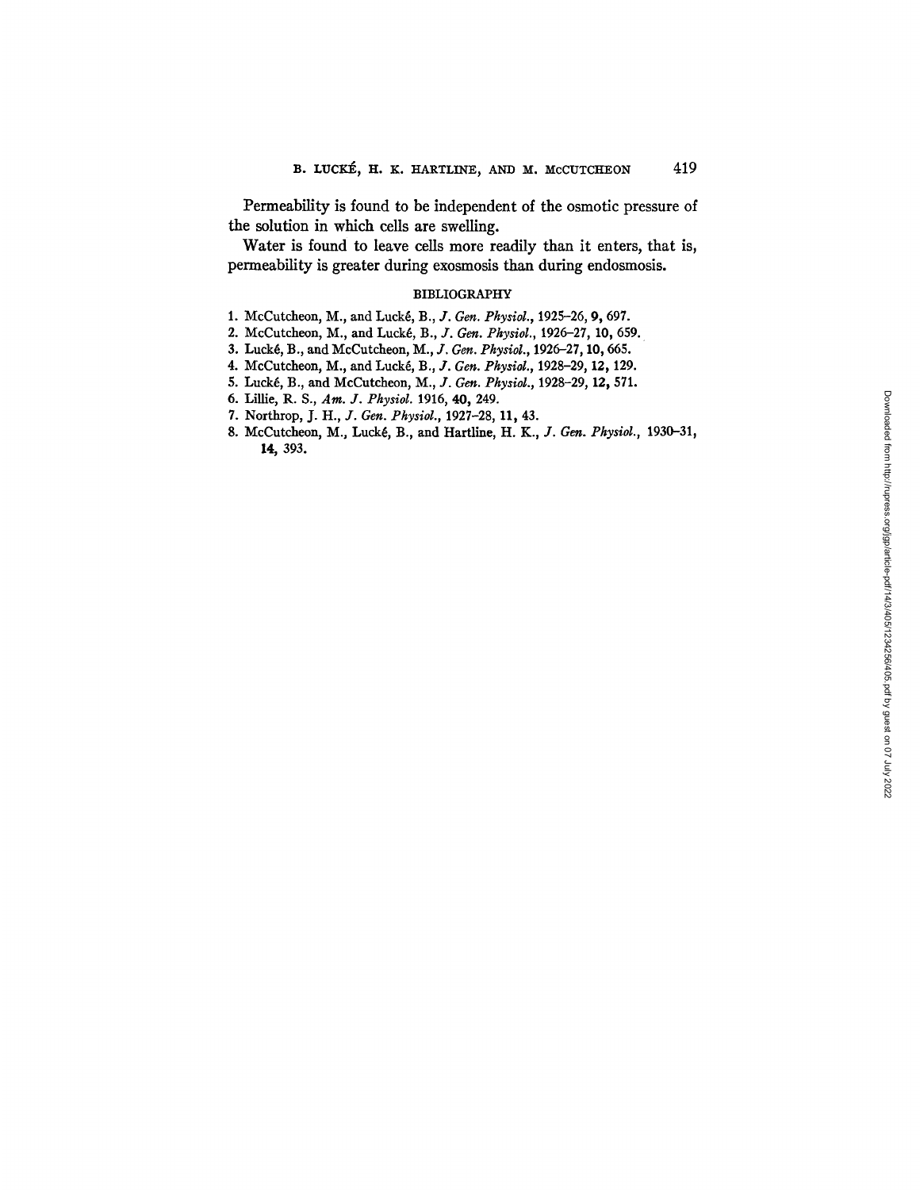Permeability is found to be independent of the osmotic pressure of the solution in which cells are swelling.

Water is found to leave cells more readily than it enters, that is, permeability is greater during exosmosis than during endosmosis.

## BIBLIOGRAPHY

1. McCutcheon, M., and Lucké, B., *J. Gen. Physiol.*, 1925–26, **9**, 697.
2. McCutcheon, M., and Lucké, B., *J. Gen. Physiol.*, 1926–27, **10**, 659.
3. Lucké, B., and McCutcheon, M., *J. Gen. Physiol.*, 1926–27, **10**, 665.
4. McCutcheon, M., and Lucké, B., *J. Gen. Physiol.*, 1928–29, **12**, 129.
5. Lucké, B., and McCutcheon, M., *J. Gen. Physiol.*, 1928–29, **12**, 571.
6. Lillie, R. S., *Am. J. Physiol.* 1916, **40**, 249.
7. Northrop, J. H., *J. Gen. Physiol.*, 1927–28, **11**, 43.
8. McCutcheon, M., Lucké, B., and Hartline, H. K., *J. Gen. Physiol.*, 1930–31, **14**, 393.